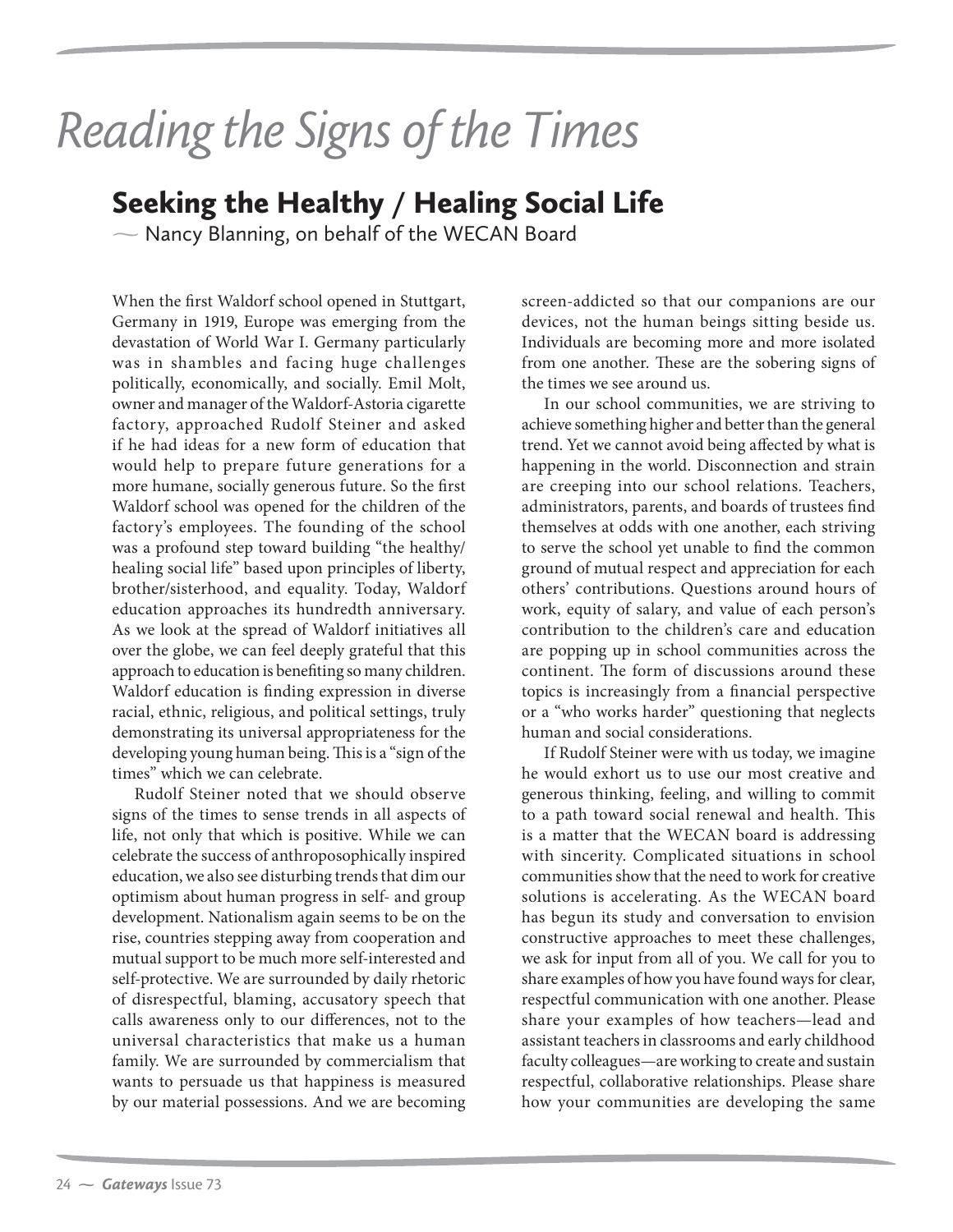# *Reading the Signs of the Times*

## Seeking the Healthy / Healing Social Life

— Nancy Blanning, on behalf of the WECAN Board

When the first Waldorf school opened in Stuttgart, Germany in 1919, Europe was emerging from the devastation of World War I. Germany particularly was in shambles and facing huge challenges politically, economically, and socially. Emil Molt, owner and manager of the Waldorf-Astoria cigarette factory, approached Rudolf Steiner and asked if he had ideas for a new form of education that would help to prepare future generations for a more humane, socially generous future. So the first Waldorf school was opened for the children of the factory's employees. The founding of the school was a profound step toward building "the healthy/ healing social life" based upon principles of liberty, brother/sisterhood, and equality. Today, Waldorf education approaches its hundredth anniversary. As we look at the spread of Waldorf initiatives all over the globe, we can feel deeply grateful that this approach to education is benefiting so many children. Waldorf education is finding expression in diverse racial, ethnic, religious, and political settings, truly demonstrating its universal appropriateness for the developing young human being. This is a "sign of the times" which we can celebrate.

Rudolf Steiner noted that we should observe signs of the times to sense trends in all aspects of life, not only that which is positive. While we can celebrate the success of anthroposophically inspired education, we also see disturbing trends that dim our optimism about human progress in self- and group development. Nationalism again seems to be on the rise, countries stepping away from cooperation and mutual support to be much more self-interested and self-protective. We are surrounded by daily rhetoric of disrespectful, blaming, accusatory speech that calls awareness only to our differences, not to the universal characteristics that make us a human family. We are surrounded by commercialism that wants to persuade us that happiness is measured by our material possessions. And we are becoming screen-addicted so that our companions are our devices, not the human beings sitting beside us. Individuals are becoming more and more isolated from one another. These are the sobering signs of the times we see around us.

In our school communities, we are striving to achieve something higher and better than the general trend. Yet we cannot avoid being affected by what is happening in the world. Disconnection and strain are creeping into our school relations. Teachers, administrators, parents, and boards of trustees find themselves at odds with one another, each striving to serve the school yet unable to find the common ground of mutual respect and appreciation for each others' contributions. Questions around hours of work, equity of salary, and value of each person's contribution to the children's care and education are popping up in school communities across the continent. The form of discussions around these topics is increasingly from a financial perspective or a "who works harder" questioning that neglects human and social considerations.

If Rudolf Steiner were with us today, we imagine he would exhort us to use our most creative and generous thinking, feeling, and willing to commit to a path toward social renewal and health. This is a matter that the WECAN board is addressing with sincerity. Complicated situations in school communities show that the need to work for creative solutions is accelerating. As the WECAN board has begun its study and conversation to envision constructive approaches to meet these challenges, we ask for input from all of you. We call for you to share examples of how you have found ways for clear, respectful communication with one another. Please share your examples of how teachers—lead and assistant teachers in classrooms and early childhood faculty colleagues—are working to create and sustain respectful, collaborative relationships. Please share how your communities are developing the same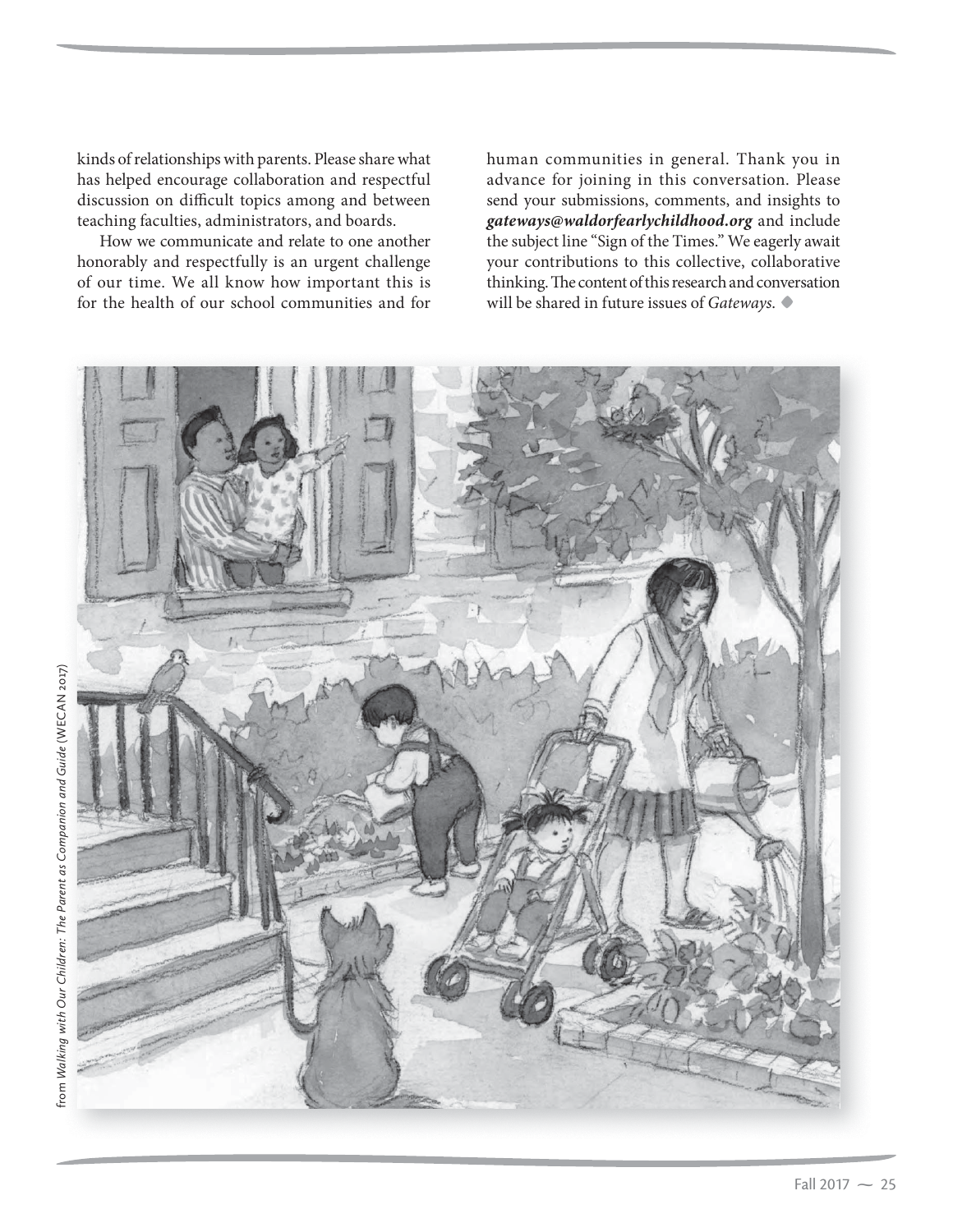kinds of relationships with parents. Please share what has helped encourage collaboration and respectful discussion on difficult topics among and between teaching faculties, administrators, and boards.

How we communicate and relate to one another honorably and respectfully is an urgent challenge of our time. We all know how important this is for the health of our school communities and for human communities in general. Thank you in advance for joining in this conversation. Please send your submissions, comments, and insights to ***gateways@waldorfearlychildhood.org*** and include the subject line "Sign of the Times." We eagerly await your contributions to this collective, collaborative thinking. The content of this research and conversation will be shared in future issues of *Gateways*. ◆

from *Walking with Our Children: The Parent as Companion and Guide* (WECAN 2017)